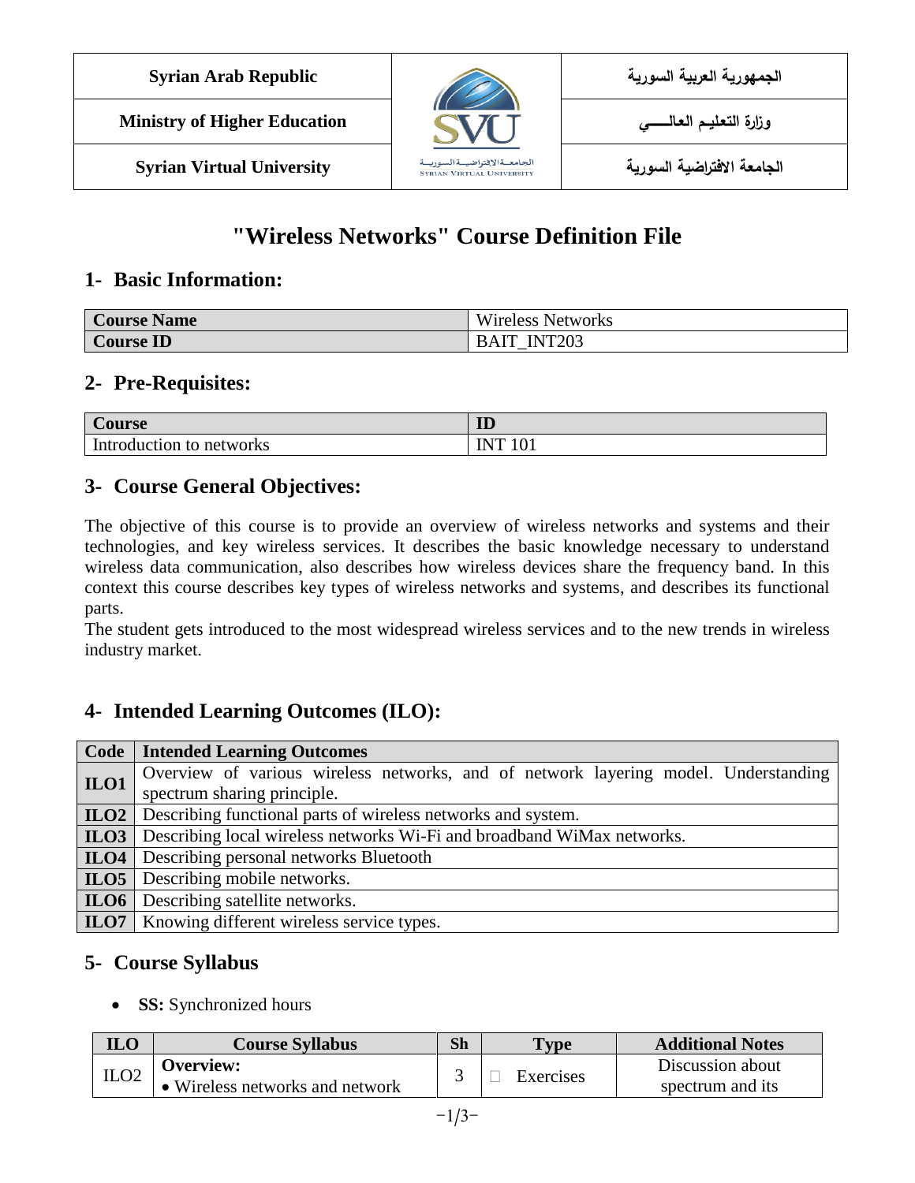| Syrian Arab Republic | | الجمهورية العربية السورية |
| --- | --- | --- |
| Ministry of Higher Education | | وزارة التعليم العالـــــي |
| Syrian Virtual University | | الجامعة الافتراضية السورية |

# "Wireless Networks" Course Definition File

## 1- Basic Information:

| Course Name | Wireless Networks |
| --- | --- |
| Course ID | BAIT_INT203 |

## 2- Pre-Requisites:

| Course | ID |
| --- | --- |
| Introduction to networks | INT 101 |

## 3- Course General Objectives:

The objective of this course is to provide an overview of wireless networks and systems and their technologies, and key wireless services. It describes the basic knowledge necessary to understand wireless data communication, also describes how wireless devices share the frequency band. In this context this course describes key types of wireless networks and systems, and describes its functional parts.

The student gets introduced to the most widespread wireless services and to the new trends in wireless industry market.

## 4- Intended Learning Outcomes (ILO):

| Code | Intended Learning Outcomes |
| --- | --- |
| ILO1 | Overview of various wireless networks, and of network layering model. Understanding spectrum sharing principle. |
| ILO2 | Describing functional parts of wireless networks and system. |
| ILO3 | Describing local wireless networks Wi-Fi and broadband WiMax networks. |
| ILO4 | Describing personal networks Bluetooth |
| ILO5 | Describing mobile networks. |
| ILO6 | Describing satellite networks. |
| ILO7 | Knowing different wireless service types. |

## 5- Course Syllabus

- **SS:** Synchronized hours

| ILO | Course Syllabus | Sh | Type | Additional Notes |
| --- | --- | --- | --- | --- |
| ILO2 | **Overview:**<br>• Wireless networks and network | 3 | ☐ Exercises | Discussion about spectrum and its |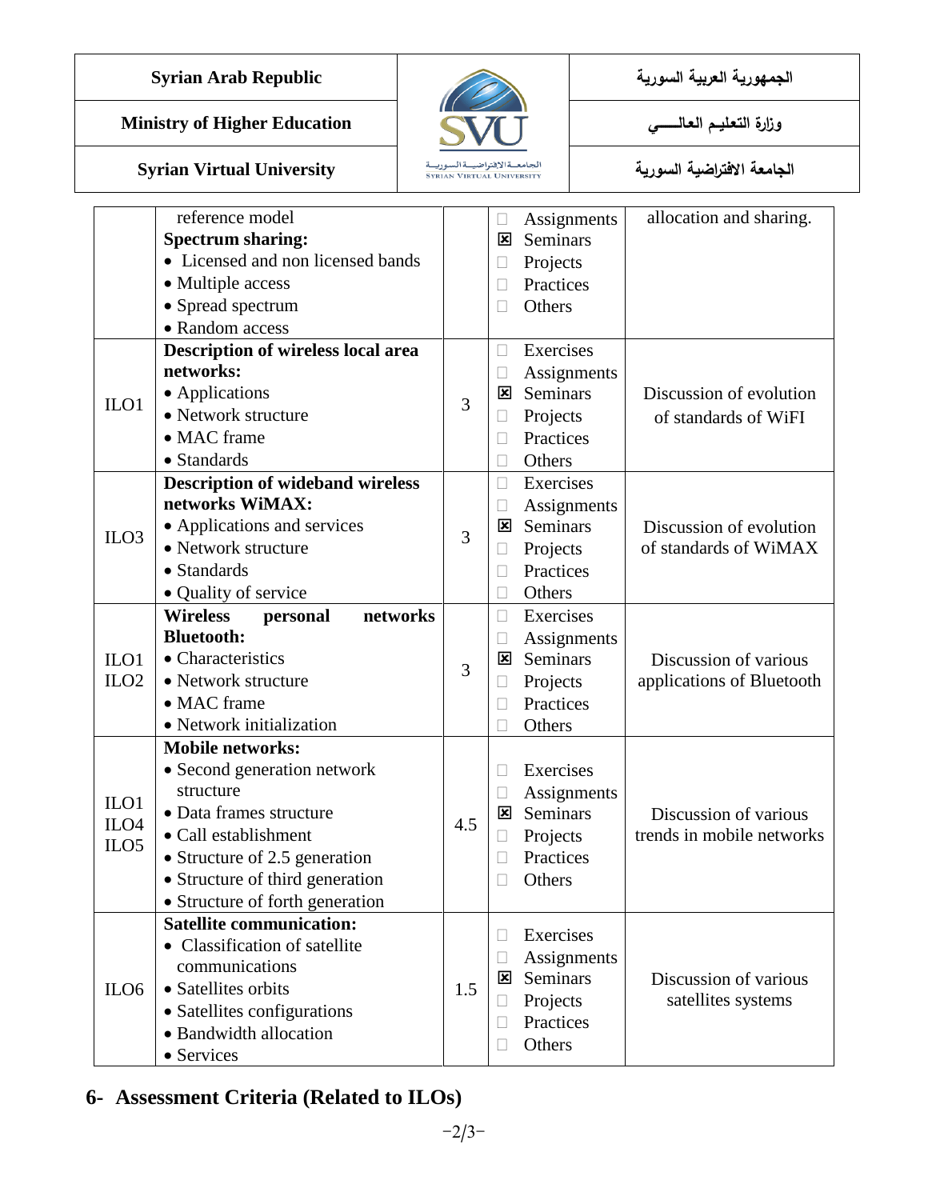| | | | | |
|---|---|---|---|---|
| | reference model<br>**Spectrum sharing:**<br>• Licensed and non licensed bands<br>• Multiple access<br>• Spread spectrum<br>• Random access | | ☐ Assignments<br>☒ Seminars<br>☐ Projects<br>☐ Practices<br>☐ Others | allocation and sharing. |
| ILO1 | **Description of wireless local area networks:**<br>• Applications<br>• Network structure<br>• MAC frame<br>• Standards | 3 | ☐ Exercises<br>☐ Assignments<br>☒ Seminars<br>☐ Projects<br>☐ Practices<br>☐ Others | Discussion of evolution of standards of WiFI |
| ILO3 | **Description of wideband wireless networks WiMAX:**<br>• Applications and services<br>• Network structure<br>• Standards<br>• Quality of service | 3 | ☐ Exercises<br>☐ Assignments<br>☒ Seminars<br>☐ Projects<br>☐ Practices<br>☐ Others | Discussion of evolution of standards of WiMAX |
| ILO1<br>ILO2 | **Wireless personal networks Bluetooth:**<br>• Characteristics<br>• Network structure<br>• MAC frame<br>• Network initialization | 3 | ☐ Exercises<br>☐ Assignments<br>☒ Seminars<br>☐ Projects<br>☐ Practices<br>☐ Others | Discussion of various applications of Bluetooth |
| ILO1<br>ILO4<br>ILO5 | **Mobile networks:**<br>• Second generation network structure<br>• Data frames structure<br>• Call establishment<br>• Structure of 2.5 generation<br>• Structure of third generation<br>• Structure of forth generation | 4.5 | ☐ Exercises<br>☐ Assignments<br>☒ Seminars<br>☐ Projects<br>☐ Practices<br>☐ Others | Discussion of various trends in mobile networks |
| ILO6 | **Satellite communication:**<br>• Classification of satellite communications<br>• Satellites orbits<br>• Satellites configurations<br>• Bandwidth allocation<br>• Services | 1.5 | ☐ Exercises<br>☐ Assignments<br>☒ Seminars<br>☐ Projects<br>☐ Practices<br>☐ Others | Discussion of various satellites systems |

## 6- Assessment Criteria (Related to ILOs)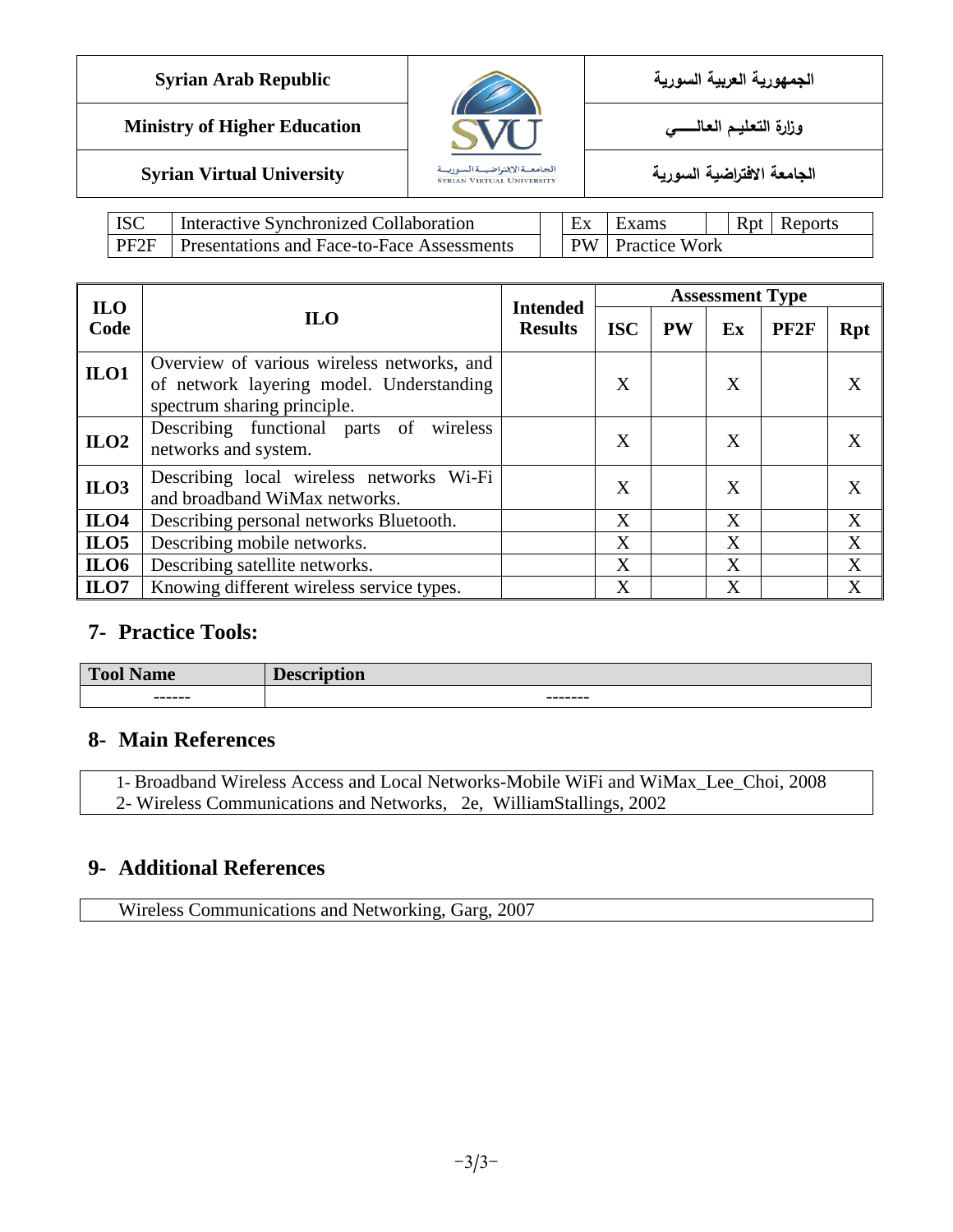| | | |
|---|---|---|
| **Syrian Arab Republic** | | **الجمهورية العربية السورية** |
| **Ministry of Higher Education** | | **وزارة التعليم العالـــــي** |
| **Syrian Virtual University** | | **الجامعة الافتراضية السورية** |

| | | | | | | |
|---|---|---|---|---|---|---|
| ISC | Interactive Synchronized Collaboration | Ex | Exams | Rpt | Reports |
| PF2F | Presentations and Face-to-Face Assessments | PW | Practice Work | | |

| ILO Code | ILO | Intended Results | Assessment Type | | | | |
|---|---|---|---|---|---|---|---|
| | | | ISC | PW | Ex | PF2F | Rpt |
| **ILO1** | Overview of various wireless networks, and of network layering model. Understanding spectrum sharing principle. | | X | | X | | X |
| **ILO2** | Describing functional parts of wireless networks and system. | | X | | X | | X |
| **ILO3** | Describing local wireless networks Wi-Fi and broadband WiMax networks. | | X | | X | | X |
| **ILO4** | Describing personal networks Bluetooth. | | X | | X | | X |
| **ILO5** | Describing mobile networks. | | X | | X | | X |
| **ILO6** | Describing satellite networks. | | X | | X | | X |
| **ILO7** | Knowing different wireless service types. | | X | | X | | X |

## 7- Practice Tools:

| Tool Name | Description |
|---|---|
| ------ | ------- |

## 8- Main References

1- Broadband Wireless Access and Local Networks-Mobile WiFi and WiMax_Lee_Choi, 2008
2- Wireless Communications and Networks, 2e, WilliamStallings, 2002

## 9- Additional References

Wireless Communications and Networking, Garg, 2007